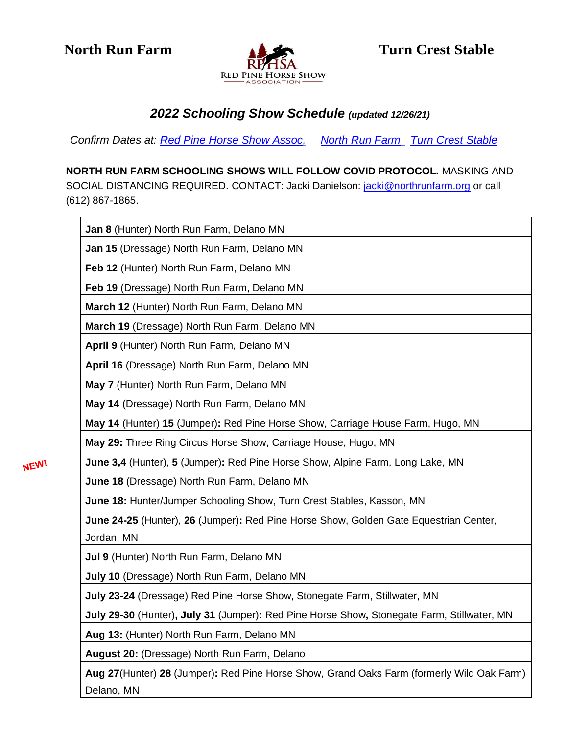**North Run Farm** | **Turn Crest Stable**

RPHSA
RED PINE HORSE SHOW ASSOCIATION

## *2022 Schooling Show Schedule* *(updated 12/26/21)*

*Confirm Dates at: Red Pine Horse Show Assoc, North Run Farm Turn Crest Stable*

**NORTH RUN FARM SCHOOLING SHOWS WILL FOLLOW COVID PROTOCOL.** MASKING AND SOCIAL DISTANCING REQUIRED. CONTACT: Jacki Danielson: jacki@northrunfarm.org or call (612) 867-1865.

| |
|---|
| **Jan 8** (Hunter) North Run Farm, Delano MN |
| **Jan 15** (Dressage) North Run Farm, Delano MN |
| **Feb 12** (Hunter) North Run Farm, Delano MN |
| **Feb 19** (Dressage) North Run Farm, Delano MN |
| **March 12** (Hunter) North Run Farm, Delano MN |
| **March 19** (Dressage) North Run Farm, Delano MN |
| **April 9** (Hunter) North Run Farm, Delano MN |
| **April 16** (Dressage) North Run Farm, Delano MN |
| **May 7** (Hunter) North Run Farm, Delano MN |
| **May 14** (Dressage) North Run Farm, Delano MN |
| **May 14** (Hunter) **15** (Jumper)**:** Red Pine Horse Show, Carriage House Farm, Hugo, MN |
| **May 29:** Three Ring Circus Horse Show, Carriage House, Hugo, MN |
| NEW! **June 3,4** (Hunter), **5** (Jumper)**:** Red Pine Horse Show, Alpine Farm, Long Lake, MN |
| **June 18** (Dressage) North Run Farm, Delano MN |
| **June 18:** Hunter/Jumper Schooling Show, Turn Crest Stables, Kasson, MN |
| **June 24-25** (Hunter), **26** (Jumper)**:** Red Pine Horse Show, Golden Gate Equestrian Center, Jordan, MN |
| **Jul 9** (Hunter) North Run Farm, Delano MN |
| **July 10** (Dressage) North Run Farm, Delano MN |
| **July 23-24** (Dressage) Red Pine Horse Show, Stonegate Farm, Stillwater, MN |
| **July 29-30** (Hunter), **July 31** (Jumper)**:** Red Pine Horse Show**,** Stonegate Farm, Stillwater, MN |
| **Aug 13:** (Hunter) North Run Farm, Delano MN |
| **August 20:** (Dressage) North Run Farm, Delano |
| **Aug 27**(Hunter) **28** (Jumper)**:** Red Pine Horse Show, Grand Oaks Farm (formerly Wild Oak Farm) Delano, MN |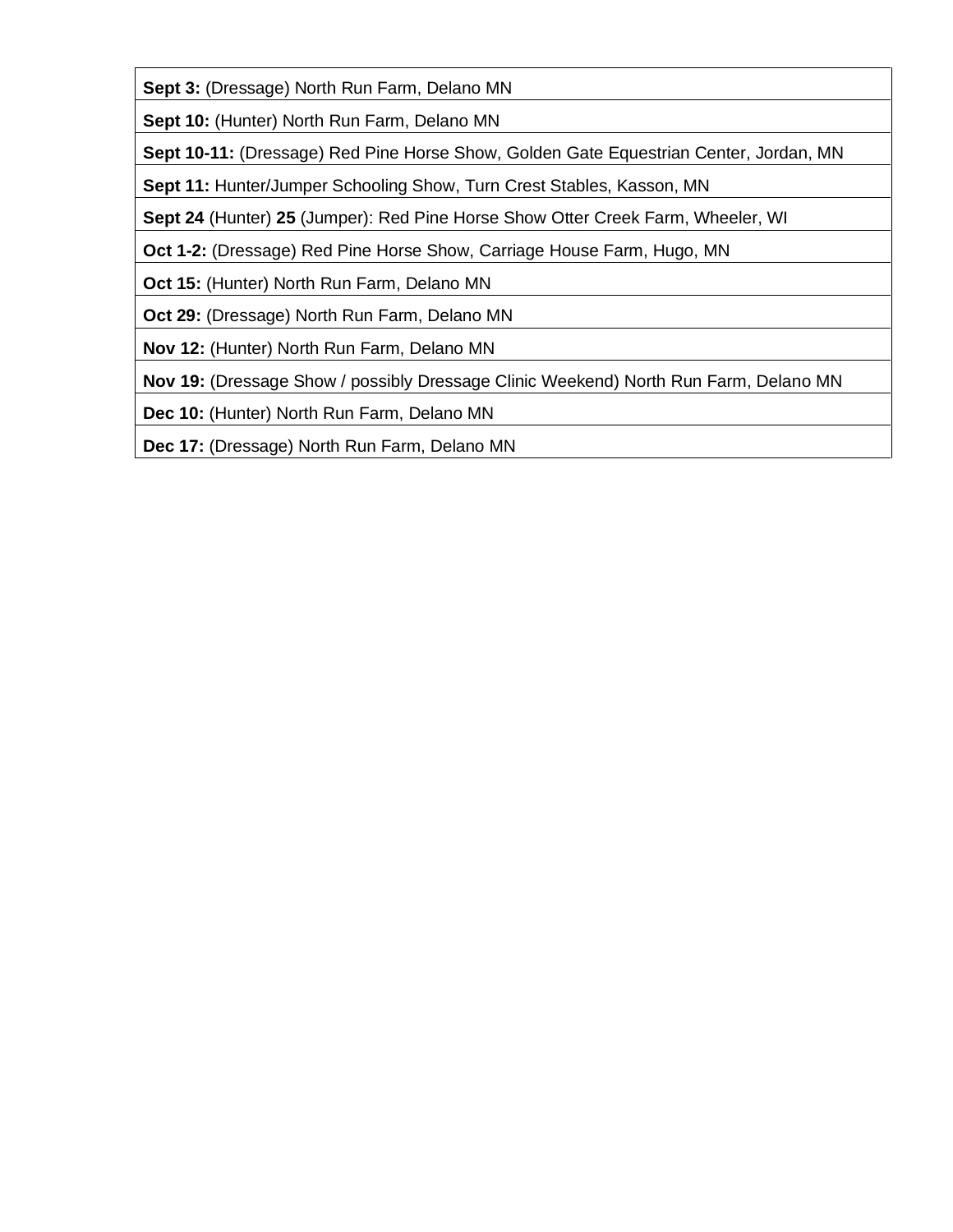| |
|---|
| **Sept 3:** (Dressage) North Run Farm, Delano MN |
| **Sept 10:** (Hunter) North Run Farm, Delano MN |
| **Sept 10-11:** (Dressage) Red Pine Horse Show, Golden Gate Equestrian Center, Jordan, MN |
| **Sept 11:** Hunter/Jumper Schooling Show, Turn Crest Stables, Kasson, MN |
| **Sept 24** (Hunter) **25** (Jumper): Red Pine Horse Show Otter Creek Farm, Wheeler, WI |
| **Oct 1-2:** (Dressage) Red Pine Horse Show, Carriage House Farm, Hugo, MN |
| **Oct 15:** (Hunter) North Run Farm, Delano MN |
| **Oct 29:** (Dressage) North Run Farm, Delano MN |
| **Nov 12:** (Hunter) North Run Farm, Delano MN |
| **Nov 19:** (Dressage Show / possibly Dressage Clinic Weekend) North Run Farm, Delano MN |
| **Dec 10:** (Hunter) North Run Farm, Delano MN |
| **Dec 17:** (Dressage) North Run Farm, Delano MN |